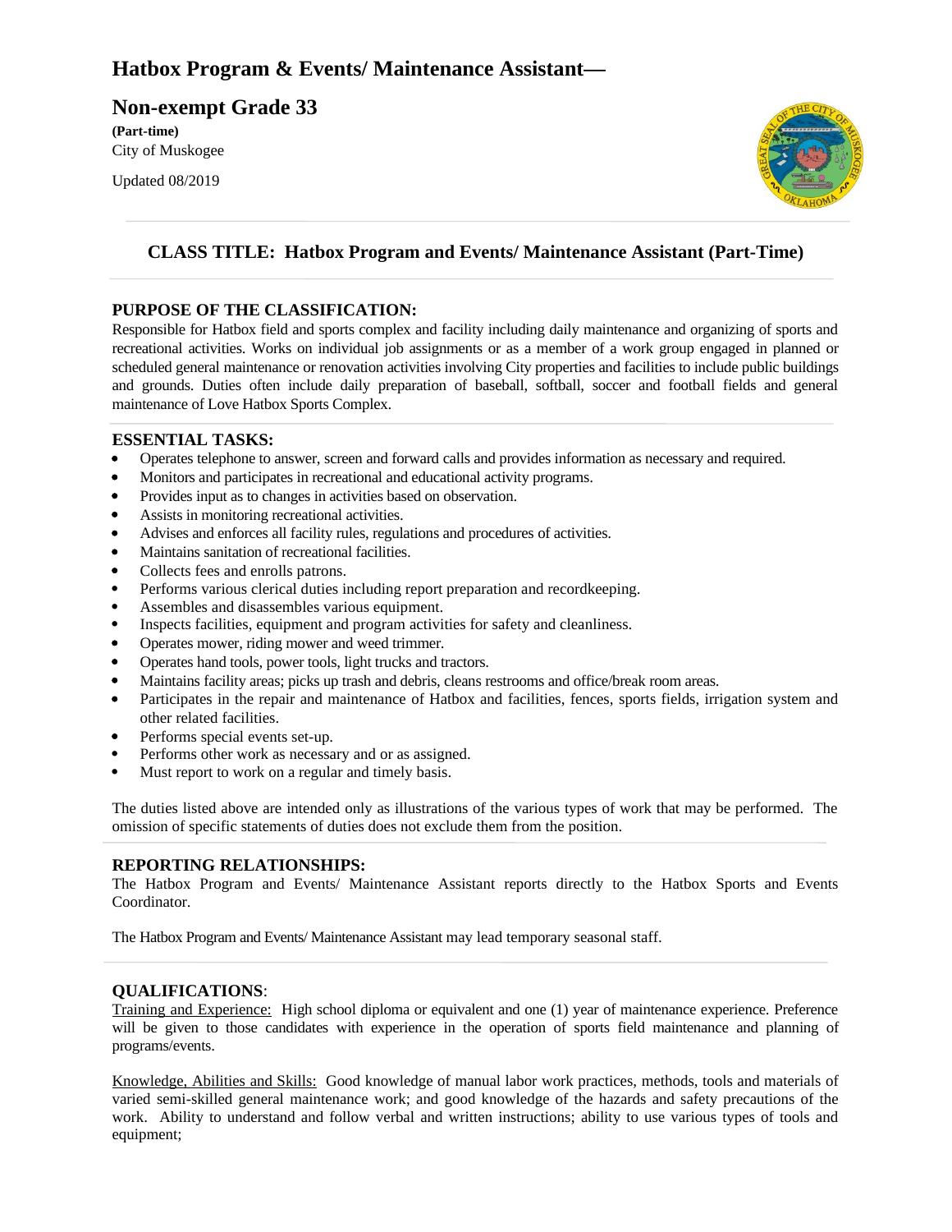# Hatbox Program & Events/ Maintenance Assistant—

# Non-exempt Grade 33

**(Part-time)**
City of Muskogee

Updated 08/2019

## CLASS TITLE: Hatbox Program and Events/ Maintenance Assistant (Part-Time)

### PURPOSE OF THE CLASSIFICATION:

Responsible for Hatbox field and sports complex and facility including daily maintenance and organizing of sports and recreational activities. Works on individual job assignments or as a member of a work group engaged in planned or scheduled general maintenance or renovation activities involving City properties and facilities to include public buildings and grounds. Duties often include daily preparation of baseball, softball, soccer and football fields and general maintenance of Love Hatbox Sports Complex.

### ESSENTIAL TASKS:

- Operates telephone to answer, screen and forward calls and provides information as necessary and required.
- Monitors and participates in recreational and educational activity programs.
- Provides input as to changes in activities based on observation.
- Assists in monitoring recreational activities.
- Advises and enforces all facility rules, regulations and procedures of activities.
- Maintains sanitation of recreational facilities.
- Collects fees and enrolls patrons.
- Performs various clerical duties including report preparation and recordkeeping.
- Assembles and disassembles various equipment.
- Inspects facilities, equipment and program activities for safety and cleanliness.
- Operates mower, riding mower and weed trimmer.
- Operates hand tools, power tools, light trucks and tractors.
- Maintains facility areas; picks up trash and debris, cleans restrooms and office/break room areas.
- Participates in the repair and maintenance of Hatbox and facilities, fences, sports fields, irrigation system and other related facilities.
- Performs special events set-up.
- Performs other work as necessary and or as assigned.
- Must report to work on a regular and timely basis.

The duties listed above are intended only as illustrations of the various types of work that may be performed. The omission of specific statements of duties does not exclude them from the position.

### REPORTING RELATIONSHIPS:

The Hatbox Program and Events/ Maintenance Assistant reports directly to the Hatbox Sports and Events Coordinator.

The Hatbox Program and Events/ Maintenance Assistant may lead temporary seasonal staff.

### QUALIFICATIONS:

Training and Experience: High school diploma or equivalent and one (1) year of maintenance experience. Preference will be given to those candidates with experience in the operation of sports field maintenance and planning of programs/events.

Knowledge, Abilities and Skills: Good knowledge of manual labor work practices, methods, tools and materials of varied semi-skilled general maintenance work; and good knowledge of the hazards and safety precautions of the work. Ability to understand and follow verbal and written instructions; ability to use various types of tools and equipment;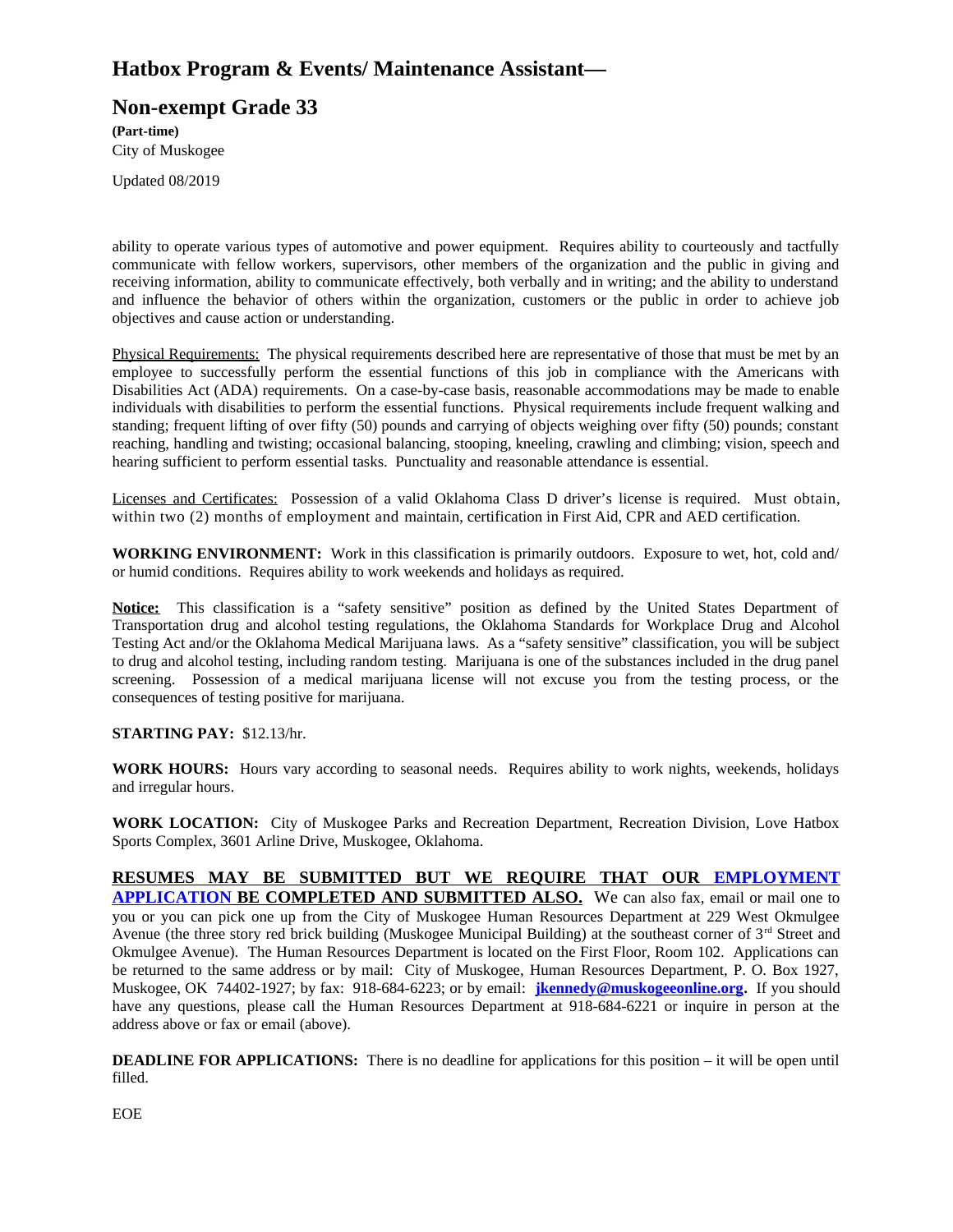ability to operate various types of automotive and power equipment. Requires ability to courteously and tactfully communicate with fellow workers, supervisors, other members of the organization and the public in giving and receiving information, ability to communicate effectively, both verbally and in writing; and the ability to understand and influence the behavior of others within the organization, customers or the public in order to achieve job objectives and cause action or understanding.

Physical Requirements: The physical requirements described here are representative of those that must be met by an employee to successfully perform the essential functions of this job in compliance with the Americans with Disabilities Act (ADA) requirements. On a case-by-case basis, reasonable accommodations may be made to enable individuals with disabilities to perform the essential functions. Physical requirements include frequent walking and standing; frequent lifting of over fifty (50) pounds and carrying of objects weighing over fifty (50) pounds; constant reaching, handling and twisting; occasional balancing, stooping, kneeling, crawling and climbing; vision, speech and hearing sufficient to perform essential tasks. Punctuality and reasonable attendance is essential.

Licenses and Certificates: Possession of a valid Oklahoma Class D driver's license is required. Must obtain, within two (2) months of employment and maintain, certification in First Aid, CPR and AED certification.

**WORKING ENVIRONMENT:** Work in this classification is primarily outdoors. Exposure to wet, hot, cold and/ or humid conditions. Requires ability to work weekends and holidays as required.

**Notice:** This classification is a "safety sensitive" position as defined by the United States Department of Transportation drug and alcohol testing regulations, the Oklahoma Standards for Workplace Drug and Alcohol Testing Act and/or the Oklahoma Medical Marijuana laws. As a "safety sensitive" classification, you will be subject to drug and alcohol testing, including random testing. Marijuana is one of the substances included in the drug panel screening. Possession of a medical marijuana license will not excuse you from the testing process, or the consequences of testing positive for marijuana.

**STARTING PAY:** $12.13/hr.

**WORK HOURS:** Hours vary according to seasonal needs. Requires ability to work nights, weekends, holidays and irregular hours.

**WORK LOCATION:** City of Muskogee Parks and Recreation Department, Recreation Division, Love Hatbox Sports Complex, 3601 Arline Drive, Muskogee, Oklahoma.

**RESUMES MAY BE SUBMITTED BUT WE REQUIRE THAT OUR EMPLOYMENT APPLICATION BE COMPLETED AND SUBMITTED ALSO.** We can also fax, email or mail one to you or you can pick one up from the City of Muskogee Human Resources Department at 229 West Okmulgee Avenue (the three story red brick building (Muskogee Municipal Building) at the southeast corner of 3rd Street and Okmulgee Avenue). The Human Resources Department is located on the First Floor, Room 102. Applications can be returned to the same address or by mail: City of Muskogee, Human Resources Department, P. O. Box 1927, Muskogee, OK 74402-1927; by fax: 918-684-6223; or by email: **jkennedy@muskogeeonline.org.** If you should have any questions, please call the Human Resources Department at 918-684-6221 or inquire in person at the address above or fax or email (above).

**DEADLINE FOR APPLICATIONS:** There is no deadline for applications for this position – it will be open until filled.

EOE